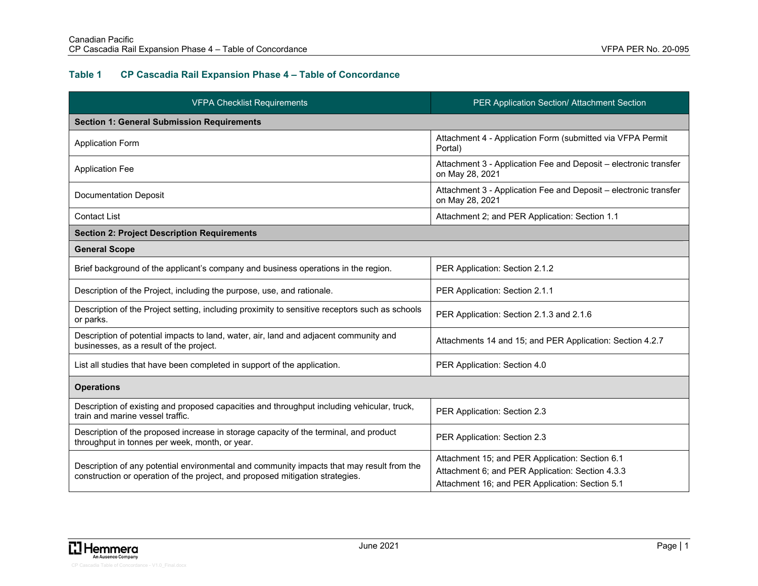### Table 1 CP Cascadia Rail Expansion Phase 4 – Table of Concordance

| VFPA Checklist Requirements | PER Application Section/ Attachment Section |
|---|---|
| **Section 1: General Submission Requirements** | |
| Application Form | Attachment 4 - Application Form (submitted via VFPA Permit Portal) |
| Application Fee | Attachment 3 - Application Fee and Deposit – electronic transfer on May 28, 2021 |
| Documentation Deposit | Attachment 3 - Application Fee and Deposit – electronic transfer on May 28, 2021 |
| Contact List | Attachment 2; and PER Application: Section 1.1 |
| **Section 2: Project Description Requirements** | |
| **General Scope** | |
| Brief background of the applicant's company and business operations in the region. | PER Application: Section 2.1.2 |
| Description of the Project, including the purpose, use, and rationale. | PER Application: Section 2.1.1 |
| Description of the Project setting, including proximity to sensitive receptors such as schools or parks. | PER Application: Section 2.1.3 and 2.1.6 |
| Description of potential impacts to land, water, air, land and adjacent community and businesses, as a result of the project. | Attachments 14 and 15; and PER Application: Section 4.2.7 |
| List all studies that have been completed in support of the application. | PER Application: Section 4.0 |
| **Operations** | |
| Description of existing and proposed capacities and throughput including vehicular, truck, train and marine vessel traffic. | PER Application: Section 2.3 |
| Description of the proposed increase in storage capacity of the terminal, and product throughput in tonnes per week, month, or year. | PER Application: Section 2.3 |
| Description of any potential environmental and community impacts that may result from the construction or operation of the project, and proposed mitigation strategies. | Attachment 15; and PER Application: Section 6.1<br>Attachment 6; and PER Application: Section 4.3.3<br>Attachment 16; and PER Application: Section 5.1 |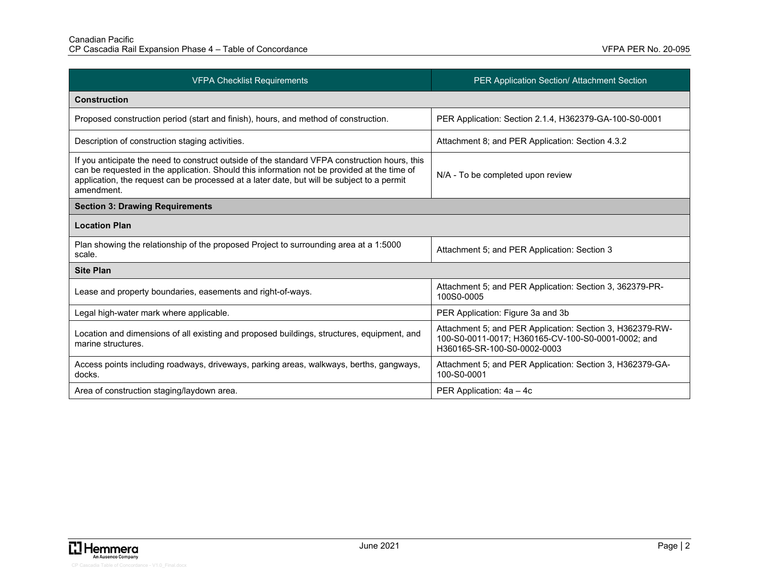| VFPA Checklist Requirements | PER Application Section/ Attachment Section |
|---|---|
| **Construction** | |
| Proposed construction period (start and finish), hours, and method of construction. | PER Application: Section 2.1.4, H362379-GA-100-S0-0001 |
| Description of construction staging activities. | Attachment 8; and PER Application: Section 4.3.2 |
| If you anticipate the need to construct outside of the standard VFPA construction hours, this can be requested in the application. Should this information not be provided at the time of application, the request can be processed at a later date, but will be subject to a permit amendment. | N/A - To be completed upon review |
| **Section 3: Drawing Requirements** | |
| **Location Plan** | |
| Plan showing the relationship of the proposed Project to surrounding area at a 1:5000 scale. | Attachment 5; and PER Application: Section 3 |
| **Site Plan** | |
| Lease and property boundaries, easements and right-of-ways. | Attachment 5; and PER Application: Section 3, 362379-PR-100S0-0005 |
| Legal high-water mark where applicable. | PER Application: Figure 3a and 3b |
| Location and dimensions of all existing and proposed buildings, structures, equipment, and marine structures. | Attachment 5; and PER Application: Section 3, H362379-RW-100-S0-0011-0017; H360165-CV-100-S0-0001-0002; and H360165-SR-100-S0-0002-0003 |
| Access points including roadways, driveways, parking areas, walkways, berths, gangways, docks. | Attachment 5; and PER Application: Section 3, H362379-GA-100-S0-0001 |
| Area of construction staging/laydown area. | PER Application: 4a – 4c |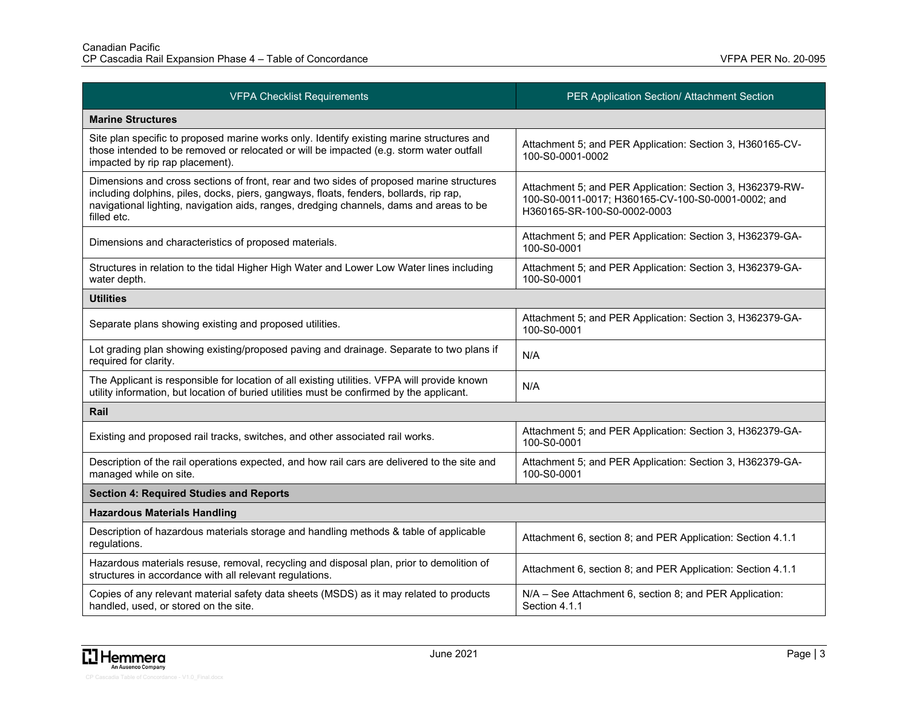| VFPA Checklist Requirements | PER Application Section/ Attachment Section |
|---|---|
| **Marine Structures** | |
| Site plan specific to proposed marine works only. Identify existing marine structures and those intended to be removed or relocated or will be impacted (e.g. storm water outfall impacted by rip rap placement). | Attachment 5; and PER Application: Section 3, H360165-CV-100-S0-0001-0002 |
| Dimensions and cross sections of front, rear and two sides of proposed marine structures including dolphins, piles, docks, piers, gangways, floats, fenders, bollards, rip rap, navigational lighting, navigation aids, ranges, dredging channels, dams and areas to be filled etc. | Attachment 5; and PER Application: Section 3, H362379-RW-100-S0-0011-0017; H360165-CV-100-S0-0001-0002; and H360165-SR-100-S0-0002-0003 |
| Dimensions and characteristics of proposed materials. | Attachment 5; and PER Application: Section 3, H362379-GA-100-S0-0001 |
| Structures in relation to the tidal Higher High Water and Lower Low Water lines including water depth. | Attachment 5; and PER Application: Section 3, H362379-GA-100-S0-0001 |
| **Utilities** | |
| Separate plans showing existing and proposed utilities. | Attachment 5; and PER Application: Section 3, H362379-GA-100-S0-0001 |
| Lot grading plan showing existing/proposed paving and drainage. Separate to two plans if required for clarity. | N/A |
| The Applicant is responsible for location of all existing utilities. VFPA will provide known utility information, but location of buried utilities must be confirmed by the applicant. | N/A |
| **Rail** | |
| Existing and proposed rail tracks, switches, and other associated rail works. | Attachment 5; and PER Application: Section 3, H362379-GA-100-S0-0001 |
| Description of the rail operations expected, and how rail cars are delivered to the site and managed while on site. | Attachment 5; and PER Application: Section 3, H362379-GA-100-S0-0001 |
| **Section 4: Required Studies and Reports** | |
| **Hazardous Materials Handling** | |
| Description of hazardous materials storage and handling methods & table of applicable regulations. | Attachment 6, section 8; and PER Application: Section 4.1.1 |
| Hazardous materials resuse, removal, recycling and disposal plan, prior to demolition of structures in accordance with all relevant regulations. | Attachment 6, section 8; and PER Application: Section 4.1.1 |
| Copies of any relevant material safety data sheets (MSDS) as it may related to products handled, used, or stored on the site. | N/A – See Attachment 6, section 8; and PER Application: Section 4.1.1 |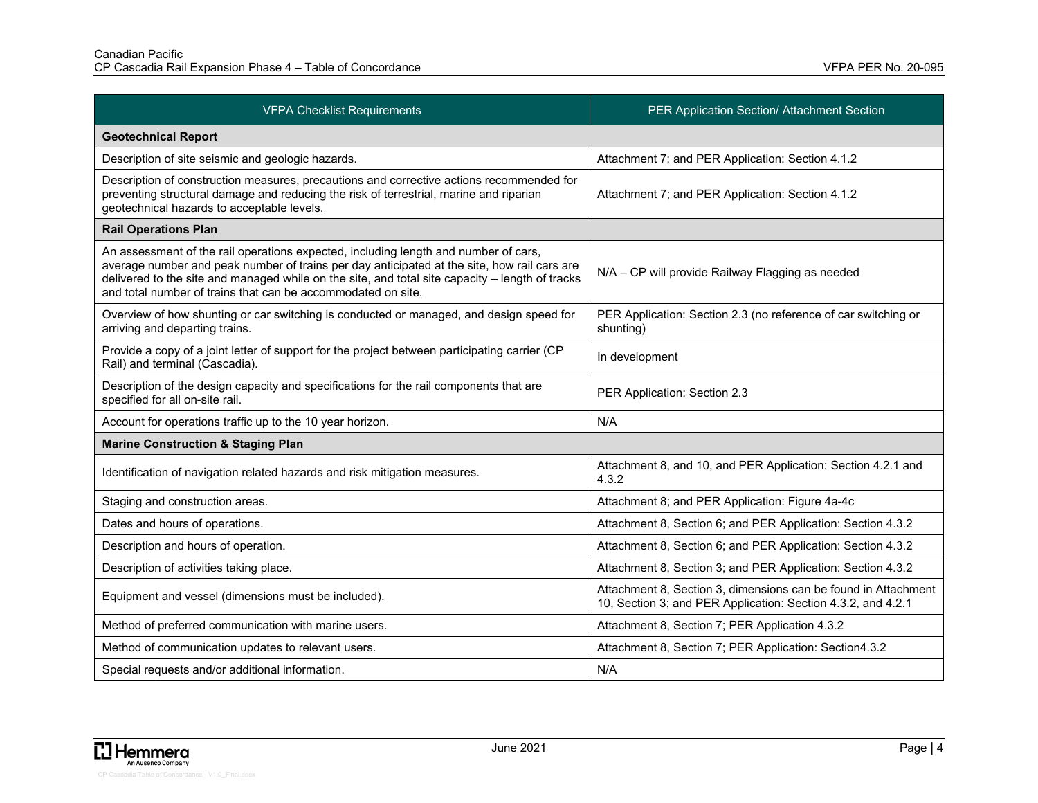| VFPA Checklist Requirements | PER Application Section/ Attachment Section |
|---|---|
| **Geotechnical Report** | |
| Description of site seismic and geologic hazards. | Attachment 7; and PER Application: Section 4.1.2 |
| Description of construction measures, precautions and corrective actions recommended for preventing structural damage and reducing the risk of terrestrial, marine and riparian geotechnical hazards to acceptable levels. | Attachment 7; and PER Application: Section 4.1.2 |
| **Rail Operations Plan** | |
| An assessment of the rail operations expected, including length and number of cars, average number and peak number of trains per day anticipated at the site, how rail cars are delivered to the site and managed while on the site, and total site capacity – length of tracks and total number of trains that can be accommodated on site. | N/A – CP will provide Railway Flagging as needed |
| Overview of how shunting or car switching is conducted or managed, and design speed for arriving and departing trains. | PER Application: Section 2.3 (no reference of car switching or shunting) |
| Provide a copy of a joint letter of support for the project between participating carrier (CP Rail) and terminal (Cascadia). | In development |
| Description of the design capacity and specifications for the rail components that are specified for all on-site rail. | PER Application: Section 2.3 |
| Account for operations traffic up to the 10 year horizon. | N/A |
| **Marine Construction & Staging Plan** | |
| Identification of navigation related hazards and risk mitigation measures. | Attachment 8, and 10, and PER Application: Section 4.2.1 and 4.3.2 |
| Staging and construction areas. | Attachment 8; and PER Application: Figure 4a-4c |
| Dates and hours of operations. | Attachment 8, Section 6; and PER Application: Section 4.3.2 |
| Description and hours of operation. | Attachment 8, Section 6; and PER Application: Section 4.3.2 |
| Description of activities taking place. | Attachment 8, Section 3; and PER Application: Section 4.3.2 |
| Equipment and vessel (dimensions must be included). | Attachment 8, Section 3, dimensions can be found in Attachment 10, Section 3; and PER Application: Section 4.3.2, and 4.2.1 |
| Method of preferred communication with marine users. | Attachment 8, Section 7; PER Application 4.3.2 |
| Method of communication updates to relevant users. | Attachment 8, Section 7; PER Application: Section4.3.2 |
| Special requests and/or additional information. | N/A |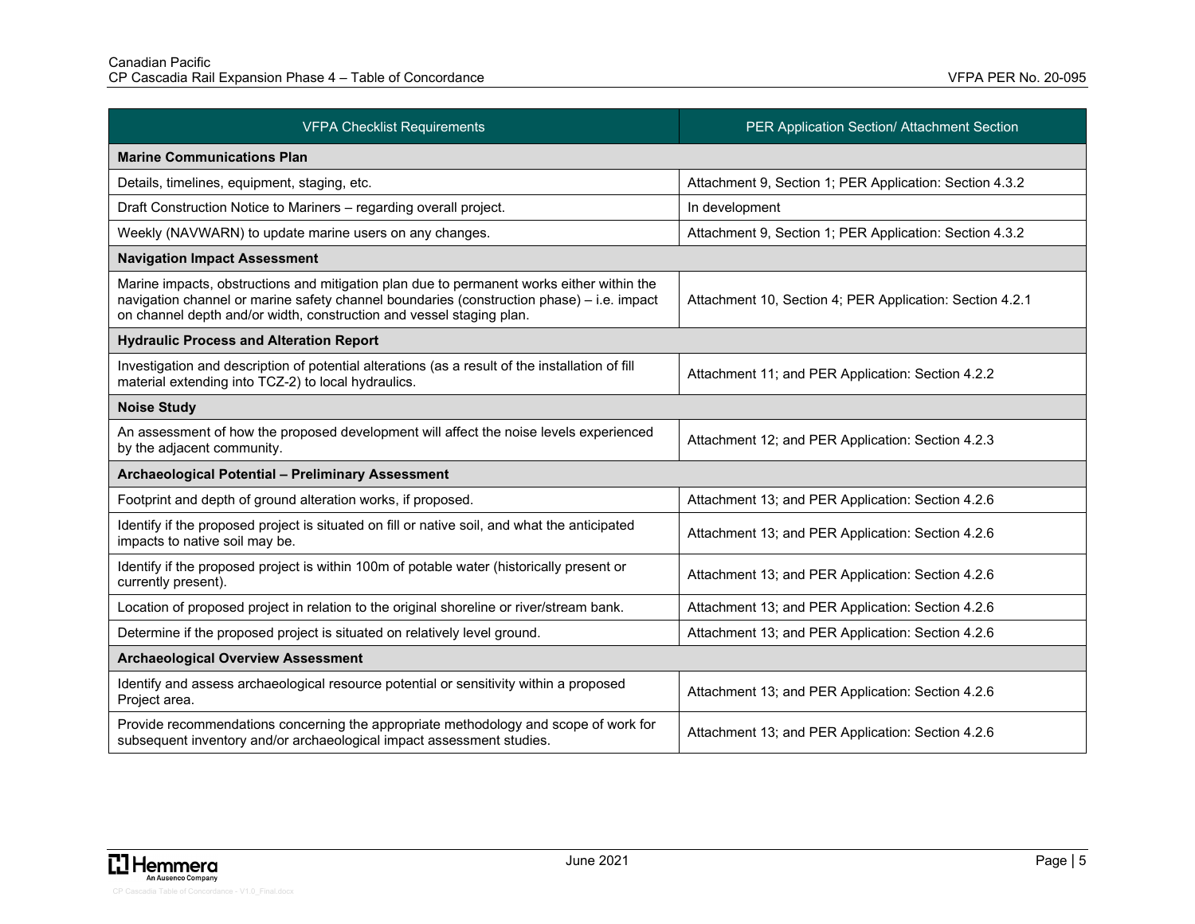| VFPA Checklist Requirements | PER Application Section/ Attachment Section |
|---|---|
| **Marine Communications Plan** | |
| Details, timelines, equipment, staging, etc. | Attachment 9, Section 1; PER Application: Section 4.3.2 |
| Draft Construction Notice to Mariners – regarding overall project. | In development |
| Weekly (NAVWARN) to update marine users on any changes. | Attachment 9, Section 1; PER Application: Section 4.3.2 |
| **Navigation Impact Assessment** | |
| Marine impacts, obstructions and mitigation plan due to permanent works either within the navigation channel or marine safety channel boundaries (construction phase) – i.e. impact on channel depth and/or width, construction and vessel staging plan. | Attachment 10, Section 4; PER Application: Section 4.2.1 |
| **Hydraulic Process and Alteration Report** | |
| Investigation and description of potential alterations (as a result of the installation of fill material extending into TCZ-2) to local hydraulics. | Attachment 11; and PER Application: Section 4.2.2 |
| **Noise Study** | |
| An assessment of how the proposed development will affect the noise levels experienced by the adjacent community. | Attachment 12; and PER Application: Section 4.2.3 |
| **Archaeological Potential – Preliminary Assessment** | |
| Footprint and depth of ground alteration works, if proposed. | Attachment 13; and PER Application: Section 4.2.6 |
| Identify if the proposed project is situated on fill or native soil, and what the anticipated impacts to native soil may be. | Attachment 13; and PER Application: Section 4.2.6 |
| Identify if the proposed project is within 100m of potable water (historically present or currently present). | Attachment 13; and PER Application: Section 4.2.6 |
| Location of proposed project in relation to the original shoreline or river/stream bank. | Attachment 13; and PER Application: Section 4.2.6 |
| Determine if the proposed project is situated on relatively level ground. | Attachment 13; and PER Application: Section 4.2.6 |
| **Archaeological Overview Assessment** | |
| Identify and assess archaeological resource potential or sensitivity within a proposed Project area. | Attachment 13; and PER Application: Section 4.2.6 |
| Provide recommendations concerning the appropriate methodology and scope of work for subsequent inventory and/or archaeological impact assessment studies. | Attachment 13; and PER Application: Section 4.2.6 |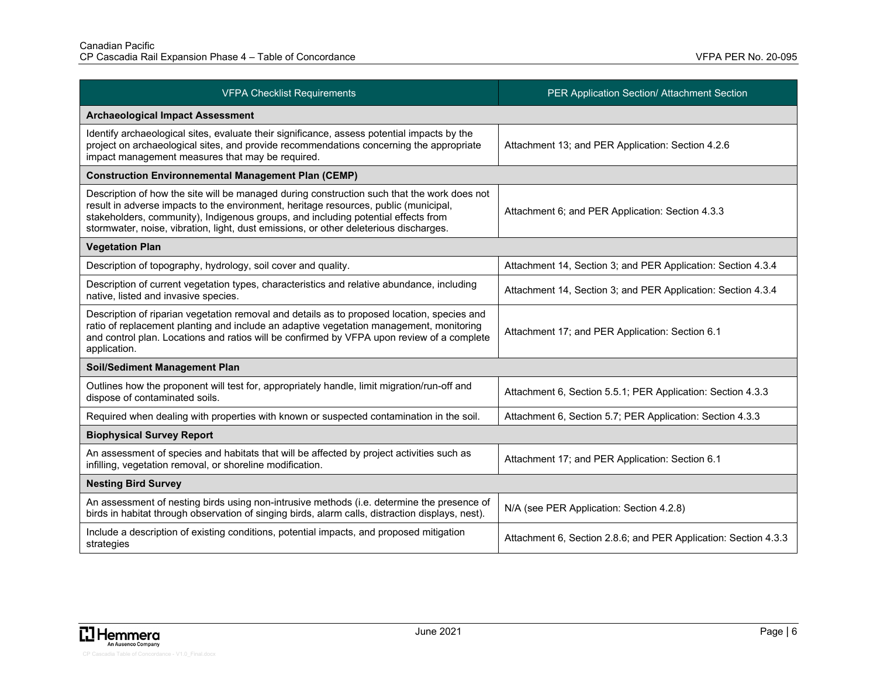| VFPA Checklist Requirements | PER Application Section/ Attachment Section |
|---|---|
| **Archaeological Impact Assessment** | |
| Identify archaeological sites, evaluate their significance, assess potential impacts by the project on archaeological sites, and provide recommendations concerning the appropriate impact management measures that may be required. | Attachment 13; and PER Application: Section 4.2.6 |
| **Construction Environnemental Management Plan (CEMP)** | |
| Description of how the site will be managed during construction such that the work does not result in adverse impacts to the environment, heritage resources, public (municipal, stakeholders, community), Indigenous groups, and including potential effects from stormwater, noise, vibration, light, dust emissions, or other deleterious discharges. | Attachment 6; and PER Application: Section 4.3.3 |
| **Vegetation Plan** | |
| Description of topography, hydrology, soil cover and quality. | Attachment 14, Section 3; and PER Application: Section 4.3.4 |
| Description of current vegetation types, characteristics and relative abundance, including native, listed and invasive species. | Attachment 14, Section 3; and PER Application: Section 4.3.4 |
| Description of riparian vegetation removal and details as to proposed location, species and ratio of replacement planting and include an adaptive vegetation management, monitoring and control plan. Locations and ratios will be confirmed by VFPA upon review of a complete application. | Attachment 17; and PER Application: Section 6.1 |
| **Soil/Sediment Management Plan** | |
| Outlines how the proponent will test for, appropriately handle, limit migration/run-off and dispose of contaminated soils. | Attachment 6, Section 5.5.1; PER Application: Section 4.3.3 |
| Required when dealing with properties with known or suspected contamination in the soil. | Attachment 6, Section 5.7; PER Application: Section 4.3.3 |
| **Biophysical Survey Report** | |
| An assessment of species and habitats that will be affected by project activities such as infilling, vegetation removal, or shoreline modification. | Attachment 17; and PER Application: Section 6.1 |
| **Nesting Bird Survey** | |
| An assessment of nesting birds using non-intrusive methods (i.e. determine the presence of birds in habitat through observation of singing birds, alarm calls, distraction displays, nest). | N/A (see PER Application: Section 4.2.8) |
| Include a description of existing conditions, potential impacts, and proposed mitigation strategies | Attachment 6, Section 2.8.6; and PER Application: Section 4.3.3 |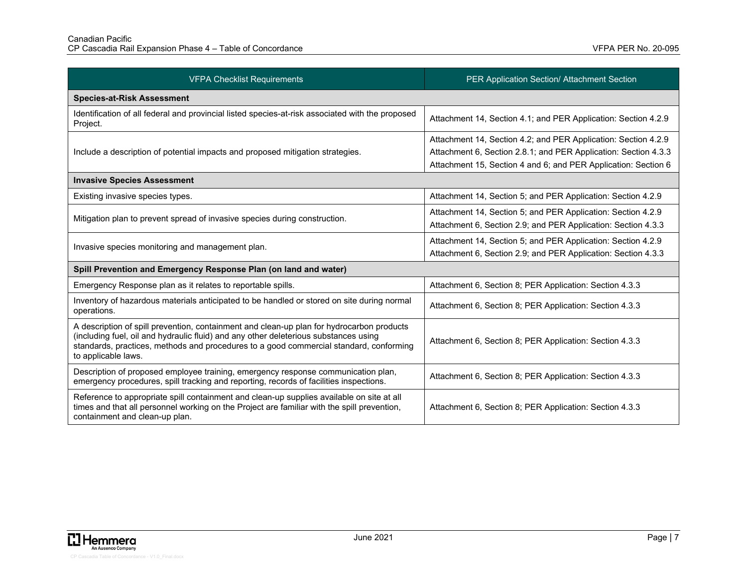| VFPA Checklist Requirements | PER Application Section/ Attachment Section |
|---|---|
| **Species-at-Risk Assessment** | |
| Identification of all federal and provincial listed species-at-risk associated with the proposed Project. | Attachment 14, Section 4.1; and PER Application: Section 4.2.9 |
| Include a description of potential impacts and proposed mitigation strategies. | Attachment 14, Section 4.2; and PER Application: Section 4.2.9<br>Attachment 6, Section 2.8.1; and PER Application: Section 4.3.3<br>Attachment 15, Section 4 and 6; and PER Application: Section 6 |
| **Invasive Species Assessment** | |
| Existing invasive species types. | Attachment 14, Section 5; and PER Application: Section 4.2.9 |
| Mitigation plan to prevent spread of invasive species during construction. | Attachment 14, Section 5; and PER Application: Section 4.2.9<br>Attachment 6, Section 2.9; and PER Application: Section 4.3.3 |
| Invasive species monitoring and management plan. | Attachment 14, Section 5; and PER Application: Section 4.2.9<br>Attachment 6, Section 2.9; and PER Application: Section 4.3.3 |
| **Spill Prevention and Emergency Response Plan (on land and water)** | |
| Emergency Response plan as it relates to reportable spills. | Attachment 6, Section 8; PER Application: Section 4.3.3 |
| Inventory of hazardous materials anticipated to be handled or stored on site during normal operations. | Attachment 6, Section 8; PER Application: Section 4.3.3 |
| A description of spill prevention, containment and clean-up plan for hydrocarbon products (including fuel, oil and hydraulic fluid) and any other deleterious substances using standards, practices, methods and procedures to a good commercial standard, conforming to applicable laws. | Attachment 6, Section 8; PER Application: Section 4.3.3 |
| Description of proposed employee training, emergency response communication plan, emergency procedures, spill tracking and reporting, records of facilities inspections. | Attachment 6, Section 8; PER Application: Section 4.3.3 |
| Reference to appropriate spill containment and clean-up supplies available on site at all times and that all personnel working on the Project are familiar with the spill prevention, containment and clean-up plan. | Attachment 6, Section 8; PER Application: Section 4.3.3 |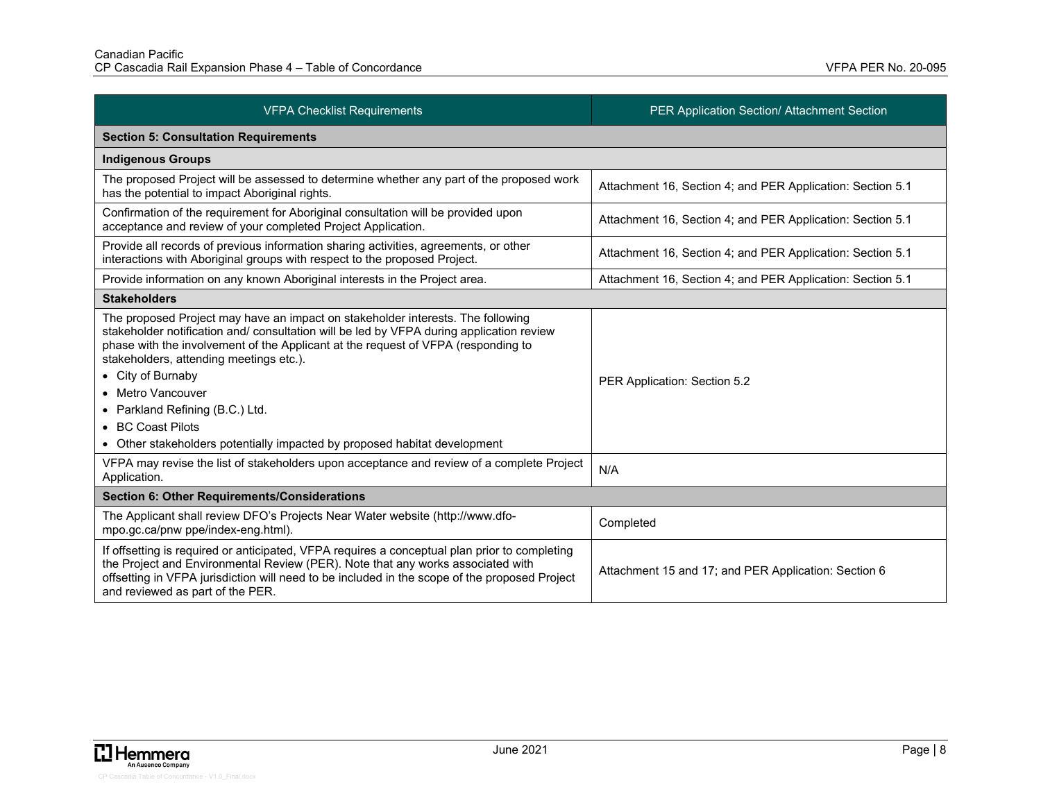| VFPA Checklist Requirements | PER Application Section/ Attachment Section |
|---|---|
| **Section 5: Consultation Requirements** | |
| **Indigenous Groups** | |
| The proposed Project will be assessed to determine whether any part of the proposed work has the potential to impact Aboriginal rights. | Attachment 16, Section 4; and PER Application: Section 5.1 |
| Confirmation of the requirement for Aboriginal consultation will be provided upon acceptance and review of your completed Project Application. | Attachment 16, Section 4; and PER Application: Section 5.1 |
| Provide all records of previous information sharing activities, agreements, or other interactions with Aboriginal groups with respect to the proposed Project. | Attachment 16, Section 4; and PER Application: Section 5.1 |
| Provide information on any known Aboriginal interests in the Project area. | Attachment 16, Section 4; and PER Application: Section 5.1 |
| **Stakeholders** | |
| The proposed Project may have an impact on stakeholder interests. The following stakeholder notification and/ consultation will be led by VFPA during application review phase with the involvement of the Applicant at the request of VFPA (responding to stakeholders, attending meetings etc.).<br>• City of Burnaby<br>• Metro Vancouver<br>• Parkland Refining (B.C.) Ltd.<br>• BC Coast Pilots<br>• Other stakeholders potentially impacted by proposed habitat development | PER Application: Section 5.2 |
| VFPA may revise the list of stakeholders upon acceptance and review of a complete Project Application. | N/A |
| **Section 6: Other Requirements/Considerations** | |
| The Applicant shall review DFO's Projects Near Water website (http://www.dfo-mpo.gc.ca/pnw ppe/index-eng.html). | Completed |
| If offsetting is required or anticipated, VFPA requires a conceptual plan prior to completing the Project and Environmental Review (PER). Note that any works associated with offsetting in VFPA jurisdiction will need to be included in the scope of the proposed Project and reviewed as part of the PER. | Attachment 15 and 17; and PER Application: Section 6 |